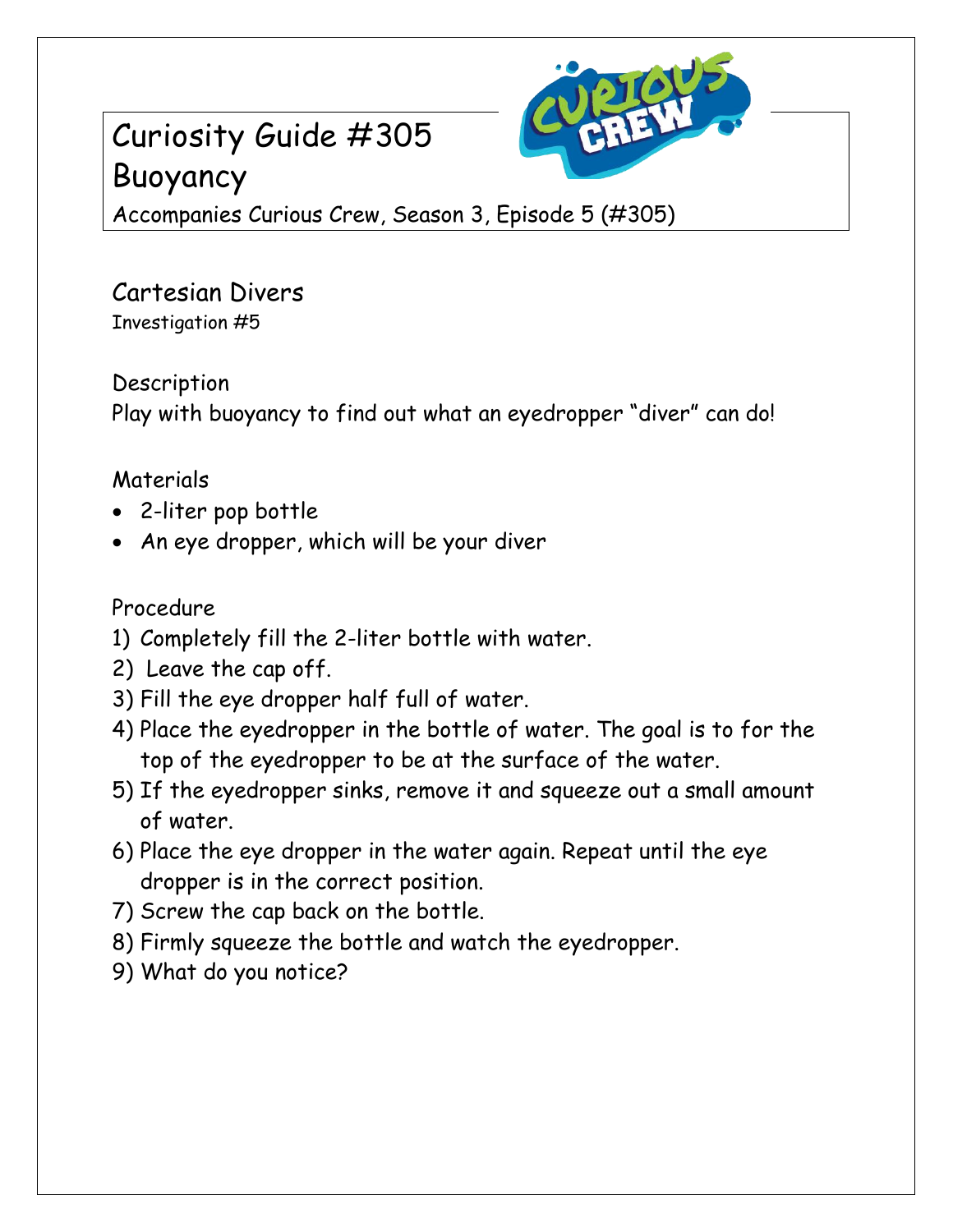# Curiosity Guide #305
# Buoyancy

Accompanies Curious Crew, Season 3, Episode 5 (#305)

## Cartesian Divers

Investigation #5

### Description

Play with buoyancy to find out what an eyedropper "diver" can do!

### Materials

- 2-liter pop bottle
- An eye dropper, which will be your diver

### Procedure

1) Completely fill the 2-liter bottle with water.
2) Leave the cap off.
3) Fill the eye dropper half full of water.
4) Place the eyedropper in the bottle of water. The goal is to for the top of the eyedropper to be at the surface of the water.
5) If the eyedropper sinks, remove it and squeeze out a small amount of water.
6) Place the eye dropper in the water again. Repeat until the eye dropper is in the correct position.
7) Screw the cap back on the bottle.
8) Firmly squeeze the bottle and watch the eyedropper.
9) What do you notice?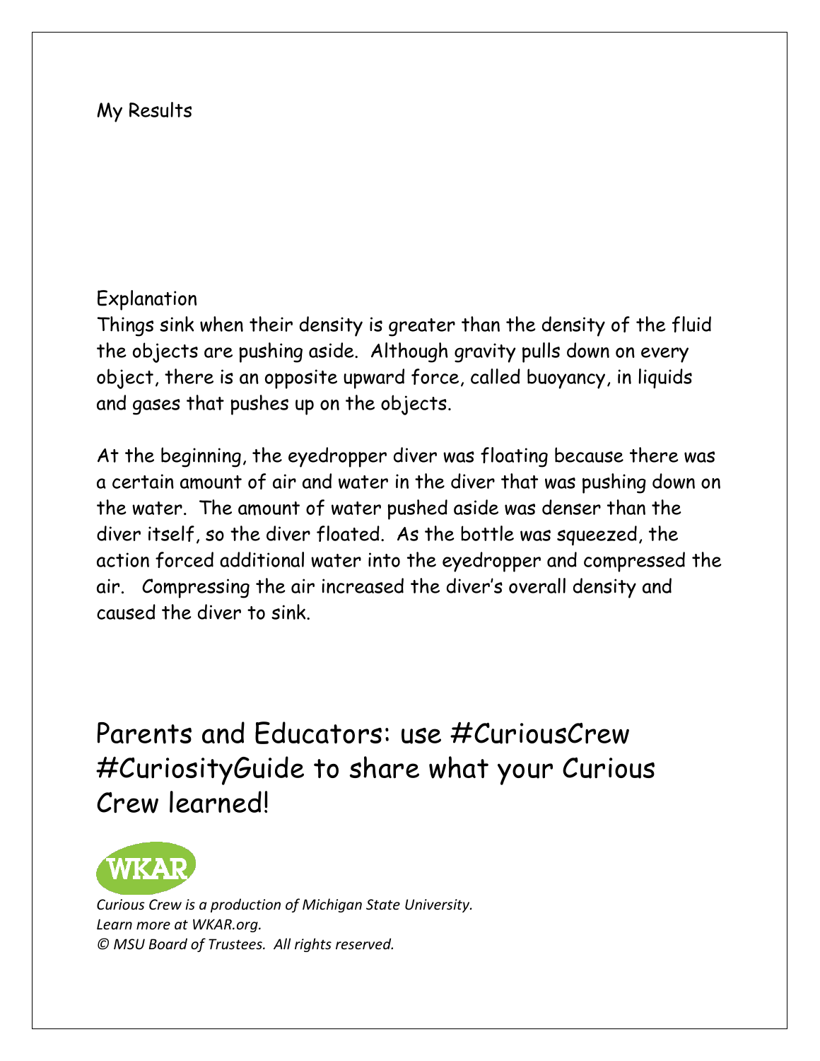My Results

Explanation

Things sink when their density is greater than the density of the fluid the objects are pushing aside. Although gravity pulls down on every object, there is an opposite upward force, called buoyancy, in liquids and gases that pushes up on the objects.

At the beginning, the eyedropper diver was floating because there was a certain amount of air and water in the diver that was pushing down on the water. The amount of water pushed aside was denser than the diver itself, so the diver floated. As the bottle was squeezed, the action forced additional water into the eyedropper and compressed the air. Compressing the air increased the diver's overall density and caused the diver to sink.

## Parents and Educators: use #CuriousCrew #CuriosityGuide to share what your Curious Crew learned!

WKAR

*Curious Crew is a production of Michigan State University.*
*Learn more at WKAR.org.*
*© MSU Board of Trustees. All rights reserved.*